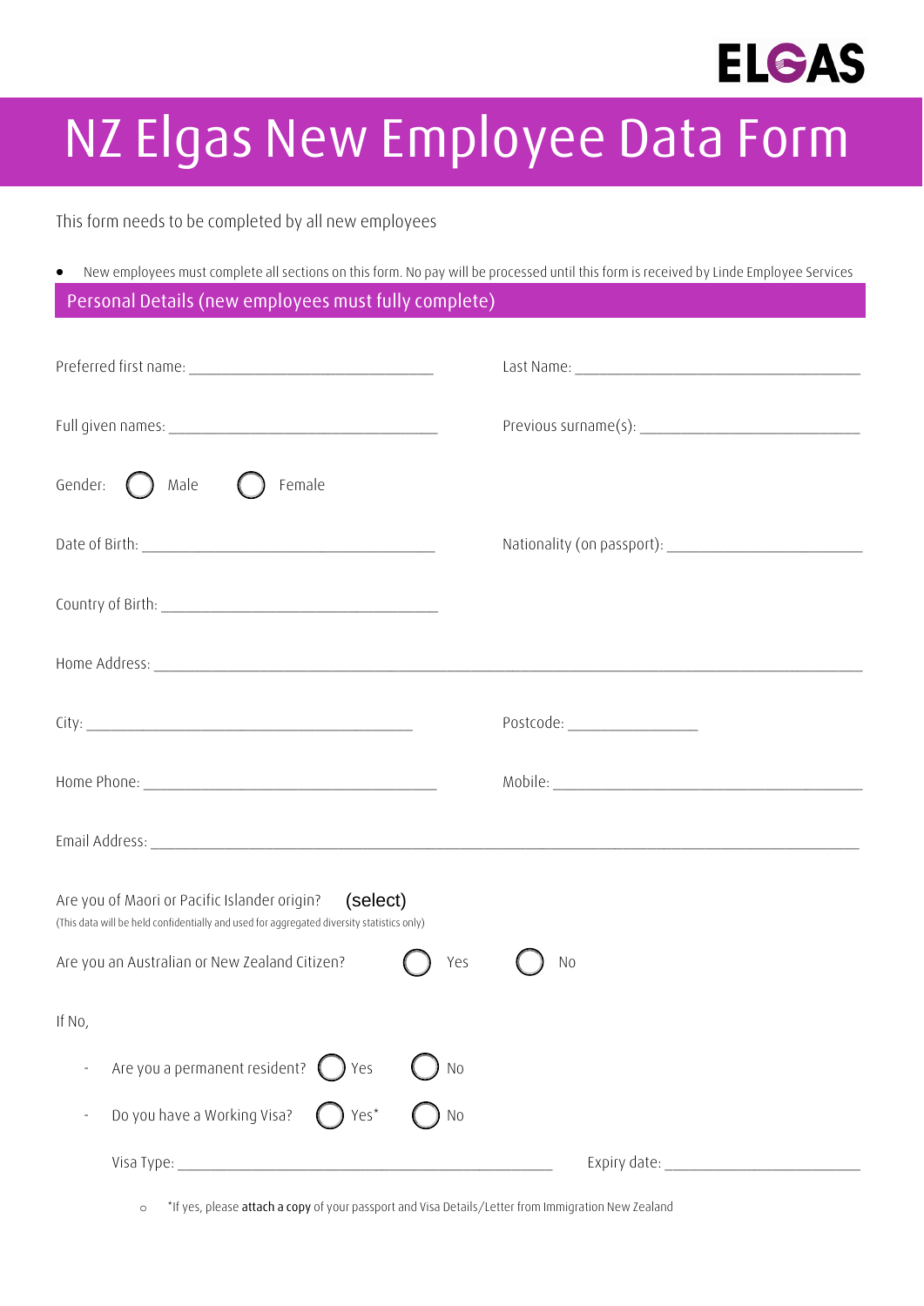ELGAS

# NZ Elgas New Employee Data Form

This form needs to be completed by all new employees

- New employees must complete all sections on this form. No pay will be processed until this form is received by Linde Employee Services

## Personal Details (new employees must fully complete)

Preferred first name: ______________________________ Last Name: ____________________________________

Full given names: _________________________________ Previous surname(s): ___________________________

Gender: ◯ Male ◯ Female

Date of Birth: ____________________________________ Nationality (on passport): _______________________

Country of Birth: __________________________________

Home Address: _______________________________________________________________________________

City: ________________________________________ Postcode: _______________

Home Phone: ____________________________________ Mobile: _______________________________________

Email Address: _______________________________________________________________________________

Are you of Maori or Pacific Islander origin? (select)
(This data will be held confidentially and used for aggregated diversity statistics only)

Are you an Australian or New Zealand Citizen? ◯ Yes ◯ No

If No,

- Are you a permanent resident? ◯ Yes ◯ No
- Do you have a Working Visa? ◯ Yes* ◯ No

  Visa Type: ______________________________________________ Expiry date: _______________________

  - *If yes, please **attach a copy** of your passport and Visa Details/Letter from Immigration New Zealand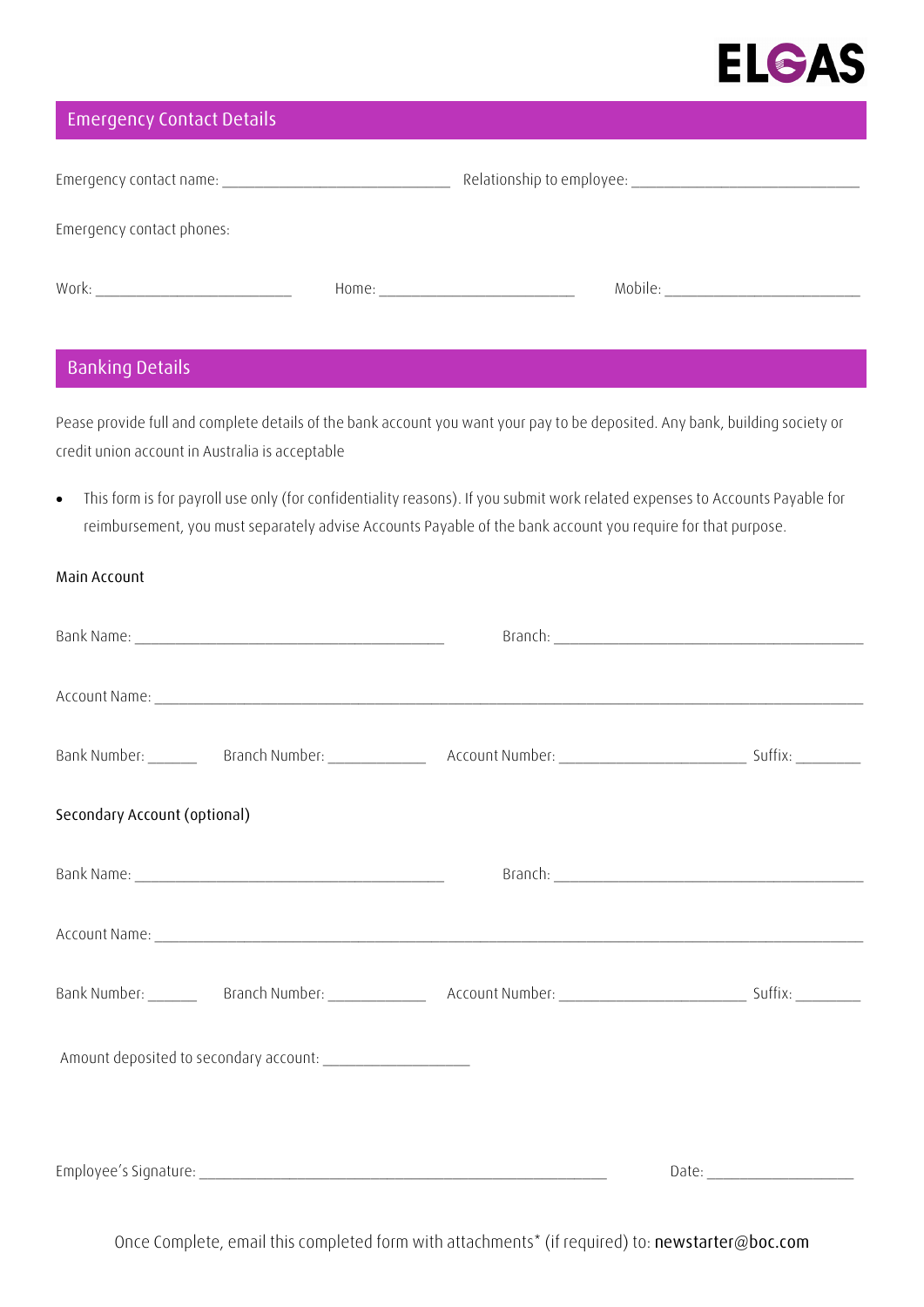ELGAS

## Emergency Contact Details

Emergency contact name: ______________________________ Relationship to employee: ______________________________

Emergency contact phones:

Work: __________________________ Home: __________________________ Mobile: __________________________

## Banking Details

Pease provide full and complete details of the bank account you want your pay to be deposited. Any bank, building society or credit union account in Australia is acceptable

- This form is for payroll use only (for confidentiality reasons). If you submit work related expenses to Accounts Payable for reimbursement, you must separately advise Accounts Payable of the bank account you require for that purpose.

### Main Account

Bank Name: _________________________________________ Branch: _________________________________________

Account Name: _____________________________________________________________________________________________

Bank Number: ______ Branch Number: _____________ Account Number: _________________________ Suffix: ________

### Secondary Account (optional)

Bank Name: _________________________________________ Branch: _________________________________________

Account Name: _____________________________________________________________________________________________

Bank Number: ______ Branch Number: _____________ Account Number: _________________________ Suffix: ________

Amount deposited to secondary account: ____________________

Employee's Signature: ______________________________________________________ Date: ____________________

Once Complete, email this completed form with attachments* (if required) to: newstarter@boc.com